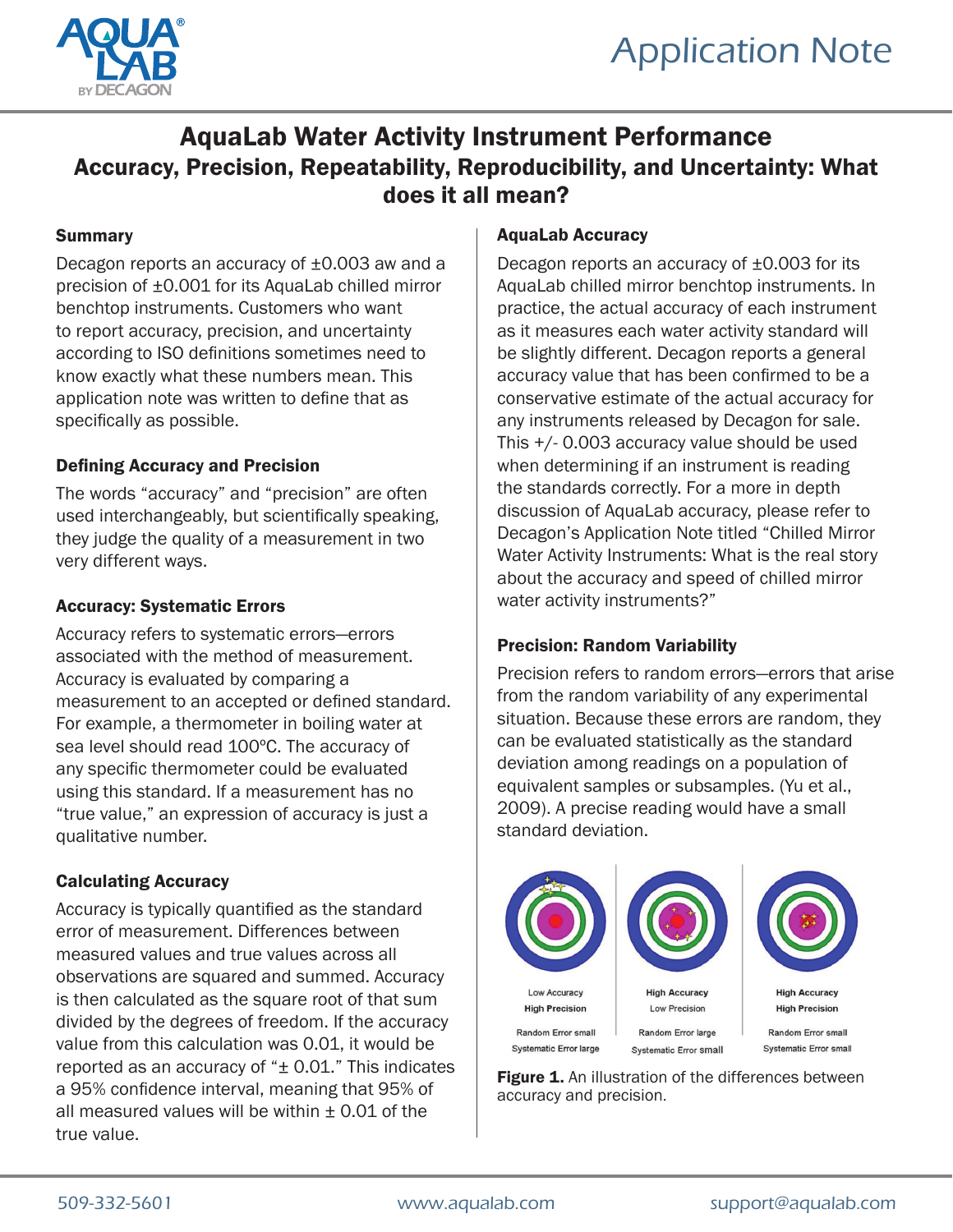# AquaLab Water Activity Instrument Performance

## Accuracy, Precision, Repeatability, Reproducibility, and Uncertainty: What does it all mean?

### Summary

Decagon reports an accuracy of ±0.003 aw and a precision of ±0.001 for its AquaLab chilled mirror benchtop instruments. Customers who want to report accuracy, precision, and uncertainty according to ISO definitions sometimes need to know exactly what these numbers mean. This application note was written to define that as specifically as possible.

### Defining Accuracy and Precision

The words "accuracy" and "precision" are often used interchangeably, but scientifically speaking, they judge the quality of a measurement in two very different ways.

### Accuracy: Systematic Errors

Accuracy refers to systematic errors—errors associated with the method of measurement. Accuracy is evaluated by comparing a measurement to an accepted or defined standard. For example, a thermometer in boiling water at sea level should read 100ºC. The accuracy of any specific thermometer could be evaluated using this standard. If a measurement has no "true value," an expression of accuracy is just a qualitative number.

### Calculating Accuracy

Accuracy is typically quantified as the standard error of measurement. Differences between measured values and true values across all observations are squared and summed. Accuracy is then calculated as the square root of that sum divided by the degrees of freedom. If the accuracy value from this calculation was 0.01, it would be reported as an accuracy of "± 0.01." This indicates a 95% confidence interval, meaning that 95% of all measured values will be within ± 0.01 of the true value.

### AquaLab Accuracy

Decagon reports an accuracy of ±0.003 for its AquaLab chilled mirror benchtop instruments. In practice, the actual accuracy of each instrument as it measures each water activity standard will be slightly different. Decagon reports a general accuracy value that has been confirmed to be a conservative estimate of the actual accuracy for any instruments released by Decagon for sale. This +/- 0.003 accuracy value should be used when determining if an instrument is reading the standards correctly. For a more in depth discussion of AquaLab accuracy, please refer to Decagon's Application Note titled "Chilled Mirror Water Activity Instruments: What is the real story about the accuracy and speed of chilled mirror water activity instruments?"

### Precision: Random Variability

Precision refers to random errors—errors that arise from the random variability of any experimental situation. Because these errors are random, they can be evaluated statistically as the standard deviation among readings on a population of equivalent samples or subsamples. (Yu et al., 2009). A precise reading would have a small standard deviation.

| Low Accuracy | High Accuracy | High Accuracy |
|---|---|---|
| **High Precision** | Low Precision | **High Precision** |
| Random Error small | Random Error large | Random Error small |
| Systematic Error large | Systematic Error small | Systematic Error small |

**Figure 1.** An illustration of the differences between accuracy and precision.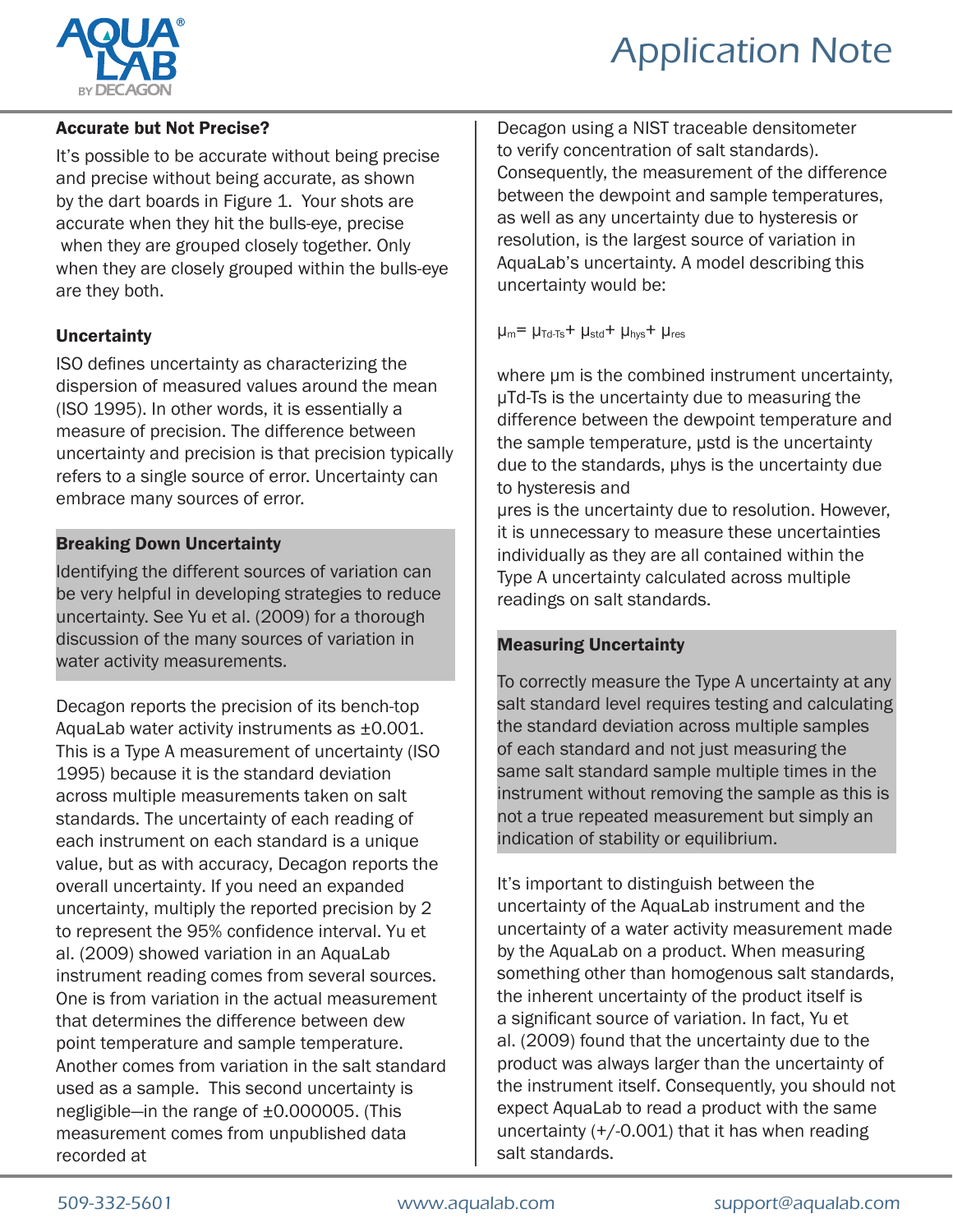### Accurate but Not Precise?

It's possible to be accurate without being precise and precise without being accurate, as shown by the dart boards in Figure 1. Your shots are accurate when they hit the bulls-eye, precise when they are grouped closely together. Only when they are closely grouped within the bulls-eye are they both.

### Uncertainty

ISO defines uncertainty as characterizing the dispersion of measured values around the mean (ISO 1995). In other words, it is essentially a measure of precision. The difference between uncertainty and precision is that precision typically refers to a single source of error. Uncertainty can embrace many sources of error.

### Breaking Down Uncertainty

Identifying the different sources of variation can be very helpful in developing strategies to reduce uncertainty. See Yu et al. (2009) for a thorough discussion of the many sources of variation in water activity measurements.

Decagon reports the precision of its bench-top AquaLab water activity instruments as ±0.001. This is a Type A measurement of uncertainty (ISO 1995) because it is the standard deviation across multiple measurements taken on salt standards. The uncertainty of each reading of each instrument on each standard is a unique value, but as with accuracy, Decagon reports the overall uncertainty. If you need an expanded uncertainty, multiply the reported precision by 2 to represent the 95% confidence interval. Yu et al. (2009) showed variation in an AquaLab instrument reading comes from several sources. One is from variation in the actual measurement that determines the difference between dew point temperature and sample temperature. Another comes from variation in the salt standard used as a sample. This second uncertainty is negligible—in the range of ±0.000005. (This measurement comes from unpublished data recorded at Decagon using a NIST traceable densitometer to verify concentration of salt standards). Consequently, the measurement of the difference between the dewpoint and sample temperatures, as well as any uncertainty due to hysteresis or resolution, is the largest source of variation in AquaLab's uncertainty. A model describing this uncertainty would be:

$$\mu_m = \mu_{Td\text{-}Ts} + \mu_{std} + \mu_{hys} + \mu_{res}$$

where $\mu m$ is the combined instrument uncertainty, $\mu Td\text{-}Ts$ is the uncertainty due to measuring the difference between the dewpoint temperature and the sample temperature, $\mu std$ is the uncertainty due to the standards, $\mu hys$ is the uncertainty due to hysteresis and $\mu res$ is the uncertainty due to resolution. However, it is unnecessary to measure these uncertainties individually as they are all contained within the Type A uncertainty calculated across multiple readings on salt standards.

### Measuring Uncertainty

To correctly measure the Type A uncertainty at any salt standard level requires testing and calculating the standard deviation across multiple samples of each standard and not just measuring the same salt standard sample multiple times in the instrument without removing the sample as this is not a true repeated measurement but simply an indication of stability or equilibrium.

It's important to distinguish between the uncertainty of the AquaLab instrument and the uncertainty of a water activity measurement made by the AquaLab on a product. When measuring something other than homogenous salt standards, the inherent uncertainty of the product itself is a significant source of variation. In fact, Yu et al. (2009) found that the uncertainty due to the product was always larger than the uncertainty of the instrument itself. Consequently, you should not expect AquaLab to read a product with the same uncertainty (+/-0.001) that it has when reading salt standards.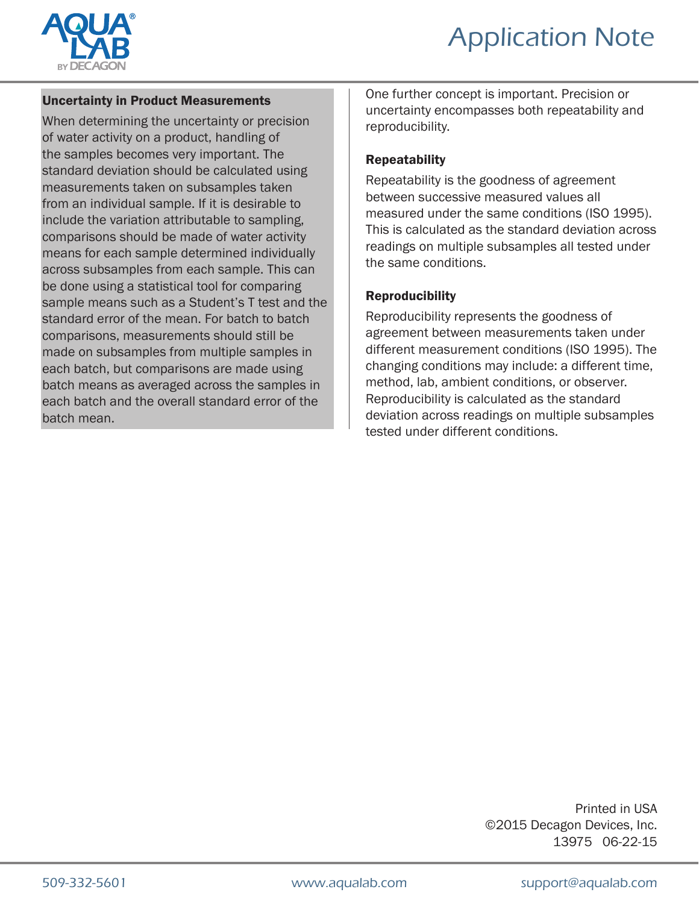### Uncertainty in Product Measurements

When determining the uncertainty or precision of water activity on a product, handling of the samples becomes very important. The standard deviation should be calculated using measurements taken on subsamples taken from an individual sample. If it is desirable to include the variation attributable to sampling, comparisons should be made of water activity means for each sample determined individually across subsamples from each sample. This can be done using a statistical tool for comparing sample means such as a Student's T test and the standard error of the mean. For batch to batch comparisons, measurements should still be made on subsamples from multiple samples in each batch, but comparisons are made using batch means as averaged across the samples in each batch and the overall standard error of the batch mean.

One further concept is important. Precision or uncertainty encompasses both repeatability and reproducibility.

### Repeatability

Repeatability is the goodness of agreement between successive measured values all measured under the same conditions (ISO 1995). This is calculated as the standard deviation across readings on multiple subsamples all tested under the same conditions.

### Reproducibility

Reproducibility represents the goodness of agreement between measurements taken under different measurement conditions (ISO 1995). The changing conditions may include: a different time, method, lab, ambient conditions, or observer. Reproducibility is calculated as the standard deviation across readings on multiple subsamples tested under different conditions.

Printed in USA
©2015 Decagon Devices, Inc.
13975 06-22-15